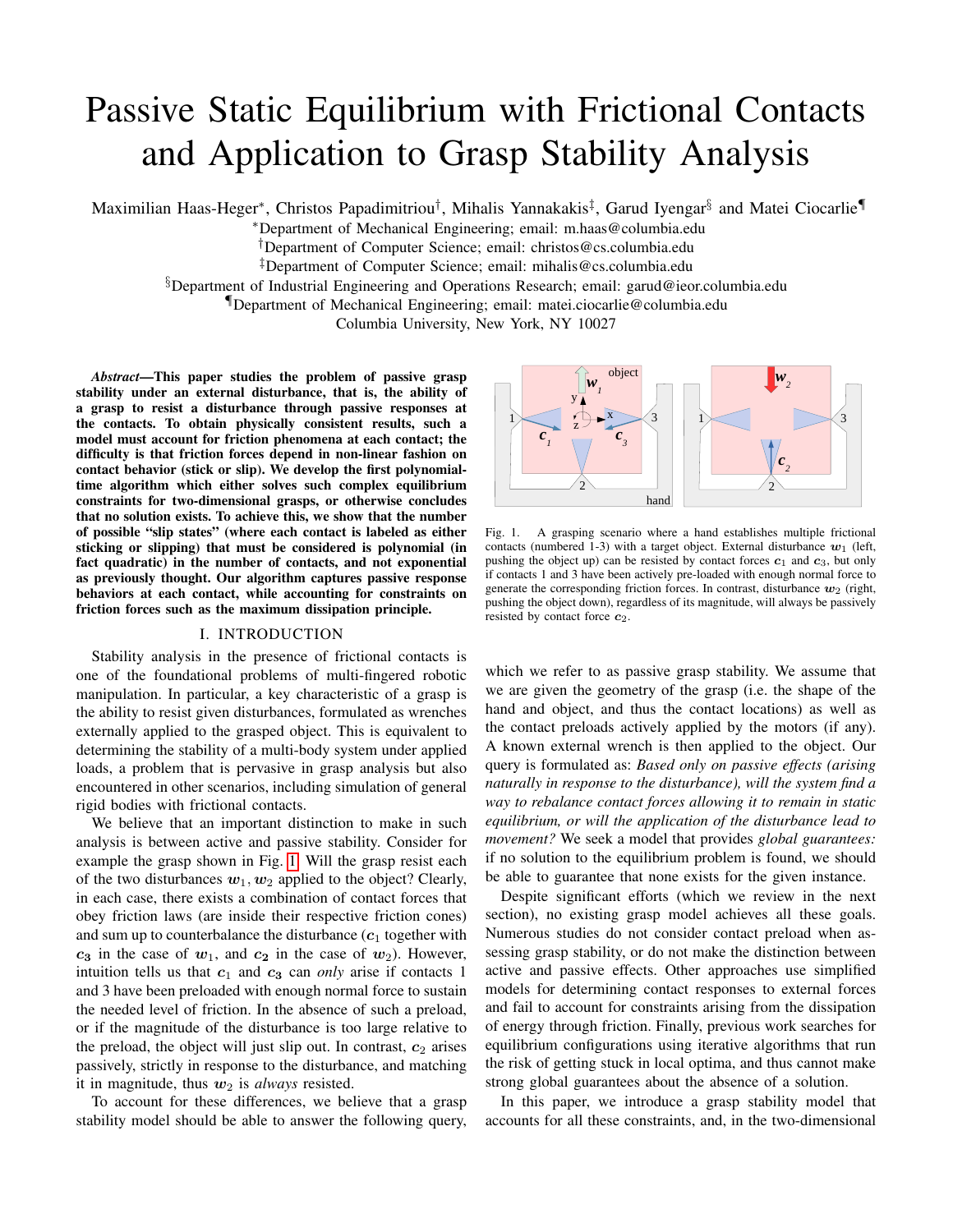# Passive Static Equilibrium with Frictional Contacts and Application to Grasp Stability Analysis

Maximilian Haas-Heger[*], Christos Papadimitriou[†], Mihalis Yannakakis[‡], Garud Iyengar[§] and Matei Ciocarlie[¶]

[*]Department of Mechanical Engineering; email: m.haas@columbia.edu

[†]Department of Computer Science; email: christos@cs.columbia.edu

[‡]Department of Computer Science; email: mihalis@cs.columbia.edu

[§]Department of Industrial Engineering and Operations Research; email: garud@ieor.columbia.edu

[¶]Department of Mechanical Engineering; email: matei.ciocarlie@columbia.edu

Columbia University, New York, NY 10027

***Abstract*—This paper studies the problem of passive grasp stability under an external disturbance, that is, the ability of a grasp to resist a disturbance through passive responses at the contacts. To obtain physically consistent results, such a model must account for friction phenomena at each contact; the difficulty is that friction forces depend in non-linear fashion on contact behavior (stick or slip). We develop the first polynomial-time algorithm which either solves such complex equilibrium constraints for two-dimensional grasps, or otherwise concludes that no solution exists. To achieve this, we show that the number of possible "slip states" (where each contact is labeled as either sticking or slipping) that must be considered is polynomial (in fact quadratic) in the number of contacts, and not exponential as previously thought. Our algorithm captures passive response behaviors at each contact, while accounting for constraints on friction forces such as the maximum dissipation principle.**

## I. INTRODUCTION

Stability analysis in the presence of frictional contacts is one of the foundational problems of multi-fingered robotic manipulation. In particular, a key characteristic of a grasp is the ability to resist given disturbances, formulated as wrenches externally applied to the grasped object. This is equivalent to determining the stability of a multi-body system under applied loads, a problem that is pervasive in grasp analysis but also encountered in other scenarios, including simulation of general rigid bodies with frictional contacts.

We believe that an important distinction to make in such analysis is between active and passive stability. Consider for example the grasp shown in Fig. 1. Will the grasp resist each of the two disturbances $\boldsymbol{w}_1, \boldsymbol{w}_2$ applied to the object? Clearly, in each case, there exists a combination of contact forces that obey friction laws (are inside their respective friction cones) and sum up to counterbalance the disturbance ($\boldsymbol{c}_1$ together with $\boldsymbol{c_3}$ in the case of $\boldsymbol{w}_1$, and $\boldsymbol{c_2}$ in the case of $\boldsymbol{w}_2$). However, intuition tells us that $\boldsymbol{c}_1$ and $\boldsymbol{c_3}$ can *only* arise if contacts 1 and 3 have been preloaded with enough normal force to sustain the needed level of friction. In the absence of such a preload, or if the magnitude of the disturbance is too large relative to the preload, the object will just slip out. In contrast, $\boldsymbol{c}_2$ arises passively, strictly in response to the disturbance, and matching it in magnitude, thus $\boldsymbol{w}_2$ is *always* resisted.

To account for these differences, we believe that a grasp stability model should be able to answer the following query, which we refer to as passive grasp stability. We assume that we are given the geometry of the grasp (i.e. the shape of the hand and object, and thus the contact locations) as well as the contact preloads actively applied by the motors (if any). A known external wrench is then applied to the object. Our query is formulated as: *Based only on passive effects (arising naturally in response to the disturbance), will the system find a way to rebalance contact forces allowing it to remain in static equilibrium, or will the application of the disturbance lead to movement?* We seek a model that provides *global guarantees:* if no solution to the equilibrium problem is found, we should be able to guarantee that none exists for the given instance.

Fig. 1. A grasping scenario where a hand establishes multiple frictional contacts (numbered 1-3) with a target object. External disturbance $\boldsymbol{w}_1$ (left, pushing the object up) can be resisted by contact forces $\boldsymbol{c}_1$ and $\boldsymbol{c}_3$, but only if contacts 1 and 3 have been actively pre-loaded with enough normal force to generate the corresponding friction forces. In contrast, disturbance $\boldsymbol{w}_2$ (right, pushing the object down), regardless of its magnitude, will always be passively resisted by contact force $\boldsymbol{c}_2$.

Despite significant efforts (which we review in the next section), no existing grasp model achieves all these goals. Numerous studies do not consider contact preload when assessing grasp stability, or do not make the distinction between active and passive effects. Other approaches use simplified models for determining contact responses to external forces and fail to account for constraints arising from the dissipation of energy through friction. Finally, previous work searches for equilibrium configurations using iterative algorithms that run the risk of getting stuck in local optima, and thus cannot make strong global guarantees about the absence of a solution.

In this paper, we introduce a grasp stability model that accounts for all these constraints, and, in the two-dimensional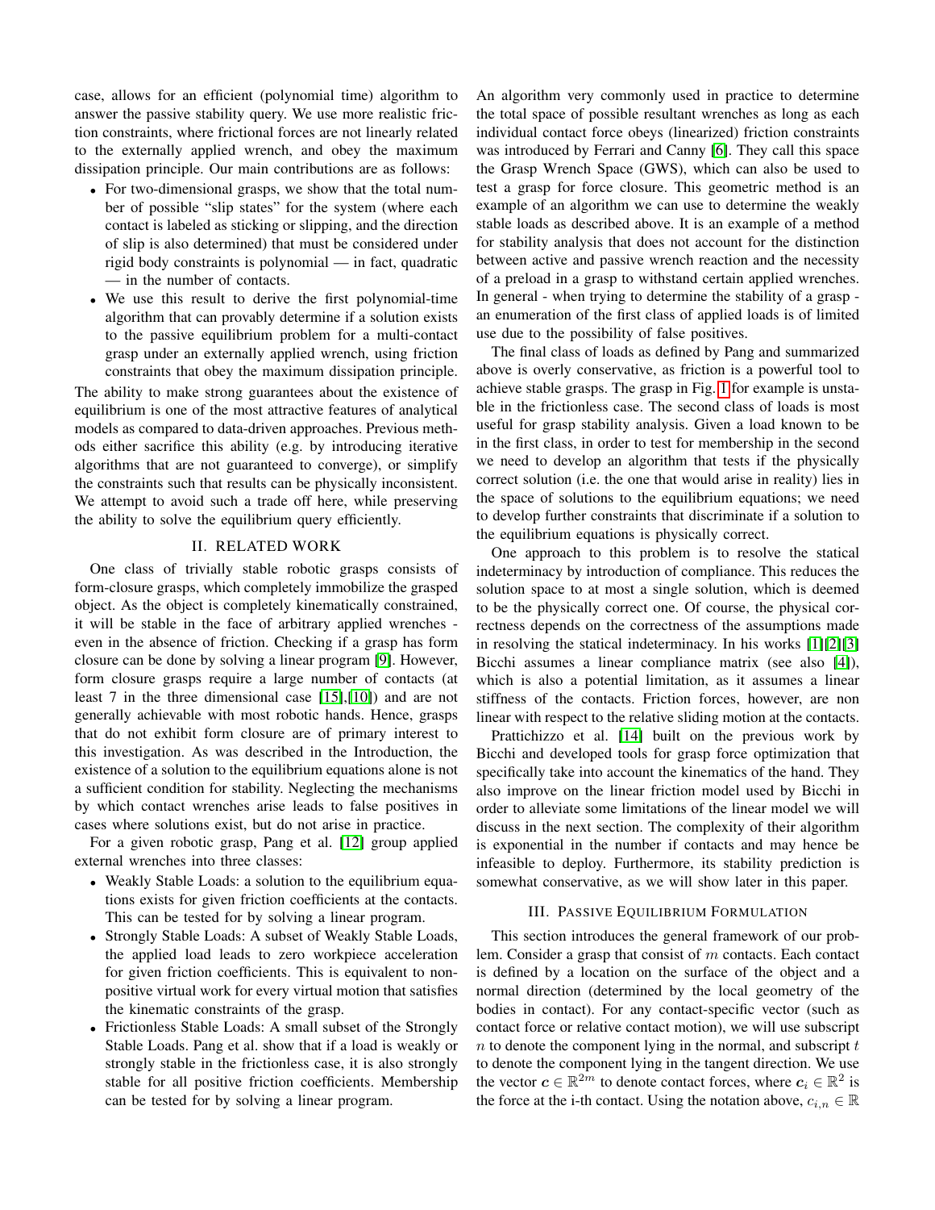case, allows for an efficient (polynomial time) algorithm to answer the passive stability query. We use more realistic friction constraints, where frictional forces are not linearly related to the externally applied wrench, and obey the maximum dissipation principle. Our main contributions are as follows:

- For two-dimensional grasps, we show that the total number of possible "slip states" for the system (where each contact is labeled as sticking or slipping, and the direction of slip is also determined) that must be considered under rigid body constraints is polynomial — in fact, quadratic — in the number of contacts.
- We use this result to derive the first polynomial-time algorithm that can provably determine if a solution exists to the passive equilibrium problem for a multi-contact grasp under an externally applied wrench, using friction constraints that obey the maximum dissipation principle.

The ability to make strong guarantees about the existence of equilibrium is one of the most attractive features of analytical models as compared to data-driven approaches. Previous methods either sacrifice this ability (e.g. by introducing iterative algorithms that are not guaranteed to converge), or simplify the constraints such that results can be physically inconsistent. We attempt to avoid such a trade off here, while preserving the ability to solve the equilibrium query efficiently.

## II. RELATED WORK

One class of trivially stable robotic grasps consists of form-closure grasps, which completely immobilize the grasped object. As the object is completely kinematically constrained, it will be stable in the face of arbitrary applied wrenches - even in the absence of friction. Checking if a grasp has form closure can be done by solving a linear program [9]. However, form closure grasps require a large number of contacts (at least 7 in the three dimensional case [15],[10]) and are not generally achievable with most robotic hands. Hence, grasps that do not exhibit form closure are of primary interest to this investigation. As was described in the Introduction, the existence of a solution to the equilibrium equations alone is not a sufficient condition for stability. Neglecting the mechanisms by which contact wrenches arise leads to false positives in cases where solutions exist, but do not arise in practice.

For a given robotic grasp, Pang et al. [12] group applied external wrenches into three classes:

- Weakly Stable Loads: a solution to the equilibrium equations exists for given friction coefficients at the contacts. This can be tested for by solving a linear program.
- Strongly Stable Loads: A subset of Weakly Stable Loads, the applied load leads to zero workpiece acceleration for given friction coefficients. This is equivalent to non-positive virtual work for every virtual motion that satisfies the kinematic constraints of the grasp.
- Frictionless Stable Loads: A small subset of the Strongly Stable Loads. Pang et al. show that if a load is weakly or strongly stable in the frictionless case, it is also strongly stable for all positive friction coefficients. Membership can be tested for by solving a linear program.

An algorithm very commonly used in practice to determine the total space of possible resultant wrenches as long as each individual contact force obeys (linearized) friction constraints was introduced by Ferrari and Canny [6]. They call this space the Grasp Wrench Space (GWS), which can also be used to test a grasp for force closure. This geometric method is an example of an algorithm we can use to determine the weakly stable loads as described above. It is an example of a method for stability analysis that does not account for the distinction between active and passive wrench reaction and the necessity of a preload in a grasp to withstand certain applied wrenches. In general - when trying to determine the stability of a grasp - an enumeration of the first class of applied loads is of limited use due to the possibility of false positives.

The final class of loads as defined by Pang and summarized above is overly conservative, as friction is a powerful tool to achieve stable grasps. The grasp in Fig. 1 for example is unstable in the frictionless case. The second class of loads is most useful for grasp stability analysis. Given a load known to be in the first class, in order to test for membership in the second we need to develop an algorithm that tests if the physically correct solution (i.e. the one that would arise in reality) lies in the space of solutions to the equilibrium equations; we need to develop further constraints that discriminate if a solution to the equilibrium equations is physically correct.

One approach to this problem is to resolve the statical indeterminacy by introduction of compliance. This reduces the solution space to at most a single solution, which is deemed to be the physically correct one. Of course, the physical correctness depends on the correctness of the assumptions made in resolving the statical indeterminacy. In his works [1][2][3] Bicchi assumes a linear compliance matrix (see also [4]), which is also a potential limitation, as it assumes a linear stiffness of the contacts. Friction forces, however, are non linear with respect to the relative sliding motion at the contacts.

Prattichizzo et al. [14] built on the previous work by Bicchi and developed tools for grasp force optimization that specifically take into account the kinematics of the hand. They also improve on the linear friction model used by Bicchi in order to alleviate some limitations of the linear model we will discuss in the next section. The complexity of their algorithm is exponential in the number if contacts and may hence be infeasible to deploy. Furthermore, its stability prediction is somewhat conservative, as we will show later in this paper.

## III. PASSIVE EQUILIBRIUM FORMULATION

This section introduces the general framework of our problem. Consider a grasp that consist of $m$ contacts. Each contact is defined by a location on the surface of the object and a normal direction (determined by the local geometry of the bodies in contact). For any contact-specific vector (such as contact force or relative contact motion), we will use subscript $n$ to denote the component lying in the normal, and subscript $t$ to denote the component lying in the tangent direction. We use the vector $\boldsymbol{c} \in \mathbb{R}^{2m}$ to denote contact forces, where $\boldsymbol{c}_i \in \mathbb{R}^2$ is the force at the i-th contact. Using the notation above, $c_{i,n} \in \mathbb{R}$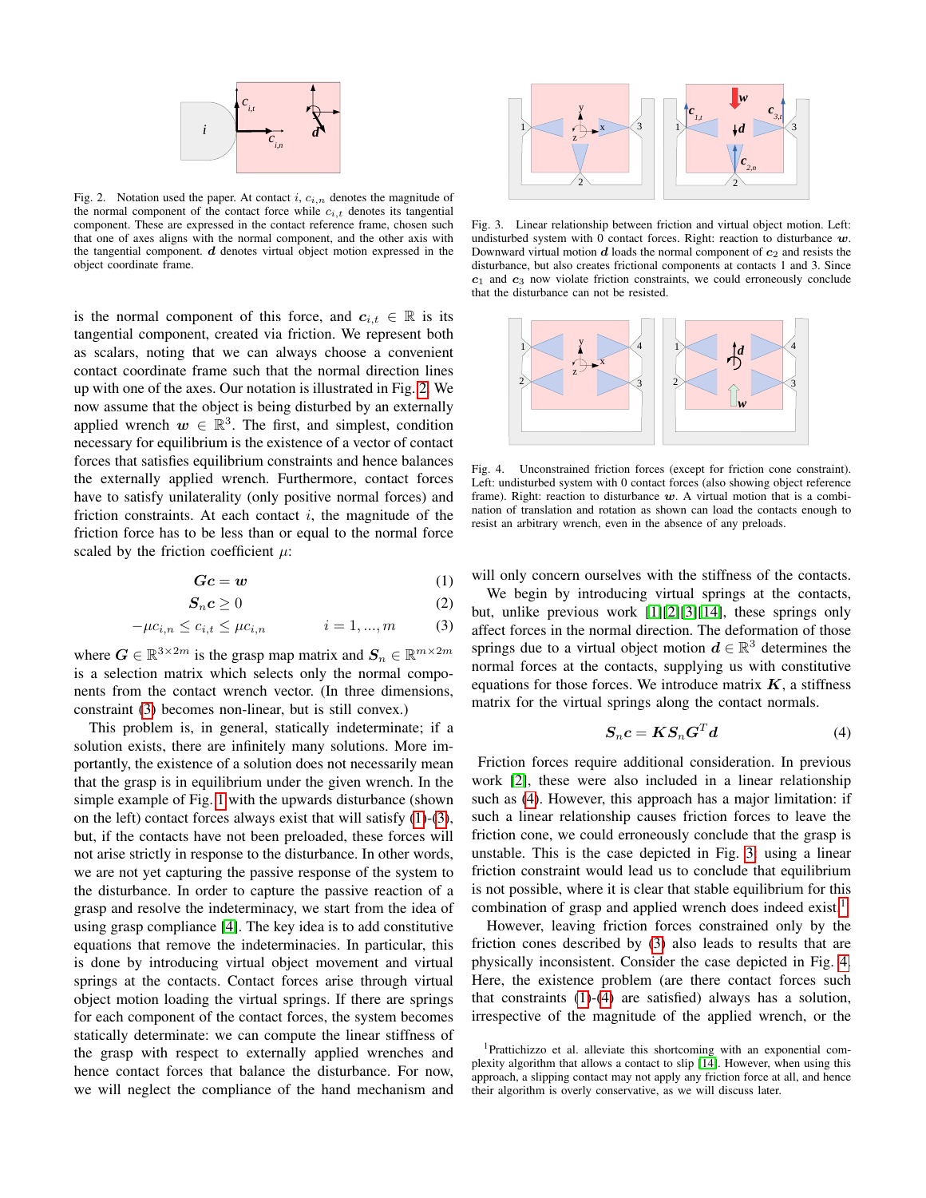Fig. 2. Notation used the paper. At contact $i$, $c_{i,n}$ denotes the magnitude of the normal component of the contact force while $c_{i,t}$ denotes its tangential component. These are expressed in the contact reference frame, chosen such that one of axes aligns with the normal component, and the other axis with the tangential component. $\boldsymbol{d}$ denotes virtual object motion expressed in the object coordinate frame.

is the normal component of this force, and $\boldsymbol{c}_{i,t} \in \mathbb{R}$ is its tangential component, created via friction. We represent both as scalars, noting that we can always choose a convenient contact coordinate frame such that the normal direction lines up with one of the axes. Our notation is illustrated in Fig. 2. We now assume that the object is being disturbed by an externally applied wrench $\boldsymbol{w} \in \mathbb{R}^3$. The first, and simplest, condition necessary for equilibrium is the existence of a vector of contact forces that satisfies equilibrium constraints and hence balances the externally applied wrench. Furthermore, contact forces have to satisfy unilaterality (only positive normal forces) and friction constraints. At each contact $i$, the magnitude of the friction force has to be less than or equal to the normal force scaled by the friction coefficient $\mu$:

$$\boldsymbol{G}\boldsymbol{c} = \boldsymbol{w} \tag{1}$$

$$\boldsymbol{S}_n\boldsymbol{c} \geq 0 \tag{2}$$

$$-\mu c_{i,n} \leq c_{i,t} \leq \mu c_{i,n} \qquad i = 1, ..., m \tag{3}$$

where $\boldsymbol{G} \in \mathbb{R}^{3\times 2m}$ is the grasp map matrix and $\boldsymbol{S}_n \in \mathbb{R}^{m\times 2m}$ is a selection matrix which selects only the normal components from the contact wrench vector. (In three dimensions, constraint (3) becomes non-linear, but is still convex.)

This problem is, in general, statically indeterminate; if a solution exists, there are infinitely many solutions. More importantly, the existence of a solution does not necessarily mean that the grasp is in equilibrium under the given wrench. In the simple example of Fig. 1 with the upwards disturbance (shown on the left) contact forces always exist that will satisfy (1)-(3), but, if the contacts have not been preloaded, these forces will not arise strictly in response to the disturbance. In other words, we are not yet capturing the passive response of the system to the disturbance. In order to capture the passive reaction of a grasp and resolve the indeterminacy, we start from the idea of using grasp compliance [4]. The key idea is to add constitutive equations that remove the indeterminacies. In particular, this is done by introducing virtual object movement and virtual springs at the contacts. Contact forces arise through virtual object motion loading the virtual springs. If there are springs for each component of the contact forces, the system becomes statically determinate: we can compute the linear stiffness of the grasp with respect to externally applied wrenches and hence contact forces that balance the disturbance. For now, we will neglect the compliance of the hand mechanism and will only concern ourselves with the stiffness of the contacts.

Fig. 3. Linear relationship between friction and virtual object motion. Left: undisturbed system with 0 contact forces. Right: reaction to disturbance $\boldsymbol{w}$. Downward virtual motion $\boldsymbol{d}$ loads the normal component of $\boldsymbol{c}_2$ and resists the disturbance, but also creates frictional components at contacts 1 and 3. Since $\boldsymbol{c}_1$ and $\boldsymbol{c}_3$ now violate friction constraints, we could erroneously conclude that the disturbance can not be resisted.

Fig. 4. Unconstrained friction forces (except for friction cone constraint). Left: undisturbed system with 0 contact forces (also showing object reference frame). Right: reaction to disturbance $\boldsymbol{w}$. A virtual motion that is a combination of translation and rotation as shown can load the contacts enough to resist an arbitrary wrench, even in the absence of any preloads.

We begin by introducing virtual springs at the contacts, but, unlike previous work [1][2][3][14], these springs only affect forces in the normal direction. The deformation of those springs due to a virtual object motion $\boldsymbol{d} \in \mathbb{R}^3$ determines the normal forces at the contacts, supplying us with constitutive equations for those forces. We introduce matrix $\boldsymbol{K}$, a stiffness matrix for the virtual springs along the contact normals.

$$\boldsymbol{S}_n\boldsymbol{c} = \boldsymbol{K}\boldsymbol{S}_n\boldsymbol{G}^T\boldsymbol{d} \tag{4}$$

Friction forces require additional consideration. In previous work [2], these were also included in a linear relationship such as (4). However, this approach has a major limitation: if such a linear relationship causes friction forces to leave the friction cone, we could erroneously conclude that the grasp is unstable. This is the case depicted in Fig. 3: using a linear friction constraint would lead us to conclude that equilibrium is not possible, where it is clear that stable equilibrium for this combination of grasp and applied wrench does indeed exist[1].

However, leaving friction forces constrained only by the friction cones described by (3) also leads to results that are physically inconsistent. Consider the case depicted in Fig. 4. Here, the existence problem (are there contact forces such that constraints (1)-(4) are satisfied) always has a solution, irrespective of the magnitude of the applied wrench, or the

[1] Prattichizzo et al. alleviate this shortcoming with an exponential complexity algorithm that allows a contact to slip [14]. However, when using this approach, a slipping contact may not apply any friction force at all, and hence their algorithm is overly conservative, as we will discuss later.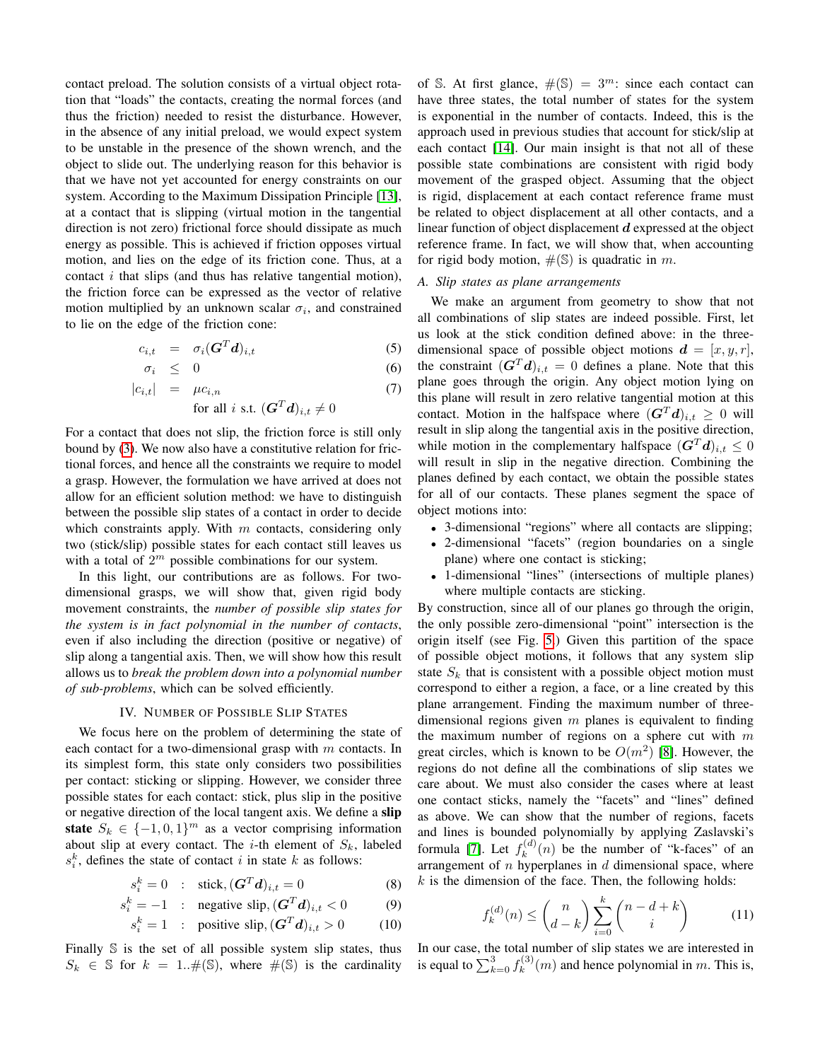contact preload. The solution consists of a virtual object rotation that "loads" the contacts, creating the normal forces (and thus the friction) needed to resist the disturbance. However, in the absence of any initial preload, we would expect system to be unstable in the presence of the shown wrench, and the object to slide out. The underlying reason for this behavior is that we have not yet accounted for energy constraints on our system. According to the Maximum Dissipation Principle [13], at a contact that is slipping (virtual motion in the tangential direction is not zero) frictional force should dissipate as much energy as possible. This is achieved if friction opposes virtual motion, and lies on the edge of its friction cone. Thus, at a contact $i$ that slips (and thus has relative tangential motion), the friction force can be expressed as the vector of relative motion multiplied by an unknown scalar $\sigma_i$, and constrained to lie on the edge of the friction cone:

$$
\begin{aligned}
c_{i,t} &= \sigma_i(\boldsymbol{G}^T\boldsymbol{d})_{i,t} && (5)\\
\sigma_i &\leq 0 && (6)\\
|c_{i,t}| &= \mu c_{i,n} && (7)\\
&\text{for all } i \text{ s.t. } (\boldsymbol{G}^T\boldsymbol{d})_{i,t} \neq 0
\end{aligned}
$$

For a contact that does not slip, the friction force is still only bound by (3). We now also have a constitutive relation for frictional forces, and hence all the constraints we require to model a grasp. However, the formulation we have arrived at does not allow for an efficient solution method: we have to distinguish between the possible slip states of a contact in order to decide which constraints apply. With $m$ contacts, considering only two (stick/slip) possible states for each contact still leaves us with a total of $2^m$ possible combinations for our system.

In this light, our contributions are as follows. For two-dimensional grasps, we will show that, given rigid body movement constraints, the *number of possible slip states for the system is in fact polynomial in the number of contacts*, even if also including the direction (positive or negative) of slip along a tangential axis. Then, we will show how this result allows us to *break the problem down into a polynomial number of sub-problems*, which can be solved efficiently.

## IV. Number of Possible Slip States

We focus here on the problem of determining the state of each contact for a two-dimensional grasp with $m$ contacts. In its simplest form, this state only considers two possibilities per contact: sticking or slipping. However, we consider three possible states for each contact: stick, plus slip in the positive or negative direction of the local tangent axis. We define a **slip state** $S_k \in \{-1, 0, 1\}^m$ as a vector comprising information about slip at every contact. The $i$-th element of $S_k$, labeled $s_i^k$, defines the state of contact $i$ in state $k$ as follows:

$$
\begin{aligned}
s_i^k = 0 &\quad : \quad \text{stick}, (\boldsymbol{G}^T\boldsymbol{d})_{i,t} = 0 && (8)\\
s_i^k = -1 &\quad : \quad \text{negative slip}, (\boldsymbol{G}^T\boldsymbol{d})_{i,t} < 0 && (9)\\
s_i^k = 1 &\quad : \quad \text{positive slip}, (\boldsymbol{G}^T\boldsymbol{d})_{i,t} > 0 && (10)
\end{aligned}
$$

Finally $\mathbb{S}$ is the set of all possible system slip states, thus $S_k \in \mathbb{S}$ for $k = 1..\#(\mathbb{S})$, where $\#(\mathbb{S})$ is the cardinality of $\mathbb{S}$. At first glance, $\#(\mathbb{S}) = 3^m$: since each contact can have three states, the total number of states for the system is exponential in the number of contacts. Indeed, this is the approach used in previous studies that account for stick/slip at each contact [14]. Our main insight is that not all of these possible state combinations are consistent with rigid body movement of the grasped object. Assuming that the object is rigid, displacement at each contact reference frame must be related to object displacement at all other contacts, and a linear function of object displacement $\boldsymbol{d}$ expressed at the object reference frame. In fact, we will show that, when accounting for rigid body motion, $\#(\mathbb{S})$ is quadratic in $m$.

### A. Slip states as plane arrangements

We make an argument from geometry to show that not all combinations of slip states are indeed possible. First, let us look at the stick condition defined above: in the three-dimensional space of possible object motions $\boldsymbol{d} = [x, y, r]$, the constraint $(\boldsymbol{G}^T\boldsymbol{d})_{i,t} = 0$ defines a plane. Note that this plane goes through the origin. Any object motion lying on this plane will result in zero relative tangential motion at this contact. Motion in the halfspace where $(\boldsymbol{G}^T\boldsymbol{d})_{i,t} \geq 0$ will result in slip along the tangential axis in the positive direction, while motion in the complementary halfspace $(\boldsymbol{G}^T\boldsymbol{d})_{i,t} \leq 0$ will result in slip in the negative direction. Combining the planes defined by each contact, we obtain the possible states for all of our contacts. These planes segment the space of object motions into:

- 3-dimensional "regions" where all contacts are slipping;
- 2-dimensional "facets" (region boundaries on a single plane) where one contact is sticking;
- 1-dimensional "lines" (intersections of multiple planes) where multiple contacts are sticking.

By construction, since all of our planes go through the origin, the only possible zero-dimensional "point" intersection is the origin itself (see Fig. 5) Given this partition of the space of possible object motions, it follows that any system slip state $S_k$ that is consistent with a possible object motion must correspond to either a region, a face, or a line created by this plane arrangement. Finding the maximum number of three-dimensional regions given $m$ planes is equivalent to finding the maximum number of regions on a sphere cut with $m$ great circles, which is known to be $O(m^2)$ [8]. However, the regions do not define all the combinations of slip states we care about. We must also consider the cases where at least one contact sticks, namely the "facets" and "lines" defined as above. We can show that the number of regions, facets and lines is bounded polynomially by applying Zaslavski's formula [7]. Let $f_k^{(d)}(n)$ be the number of "k-faces" of an arrangement of $n$ hyperplanes in $d$ dimensional space, where $k$ is the dimension of the face. Then, the following holds:

$$
f_k^{(d)}(n) \leq \binom{n}{d-k} \sum_{i=0}^{k} \binom{n-d+k}{i} \qquad (11)
$$

In our case, the total number of slip states we are interested in is equal to $\sum_{k=0}^{3} f_k^{(3)}(m)$ and hence polynomial in $m$. This is,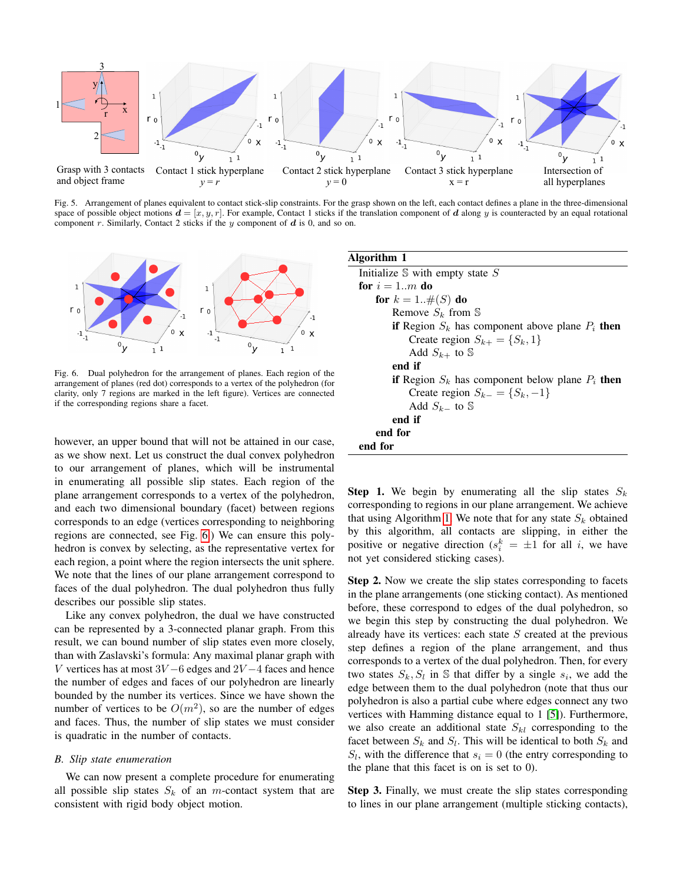Grasp with 3 contacts and object frame

Contact 1 stick hyperplane $y = r$

Contact 2 stick hyperplane $y = 0$

Contact 3 stick hyperplane $x = r$

Intersection of all hyperplanes

Fig. 5. Arrangement of planes equivalent to contact stick-slip constraints. For the grasp shown on the left, each contact defines a plane in the three-dimensional space of possible object motions $\boldsymbol{d} = [x, y, r]$. For example, Contact 1 sticks if the translation component of $\boldsymbol{d}$ along $y$ is counteracted by an equal rotational component $r$. Similarly, Contact 2 sticks if the $y$ component of $\boldsymbol{d}$ is 0, and so on.

Fig. 6. Dual polyhedron for the arrangement of planes. Each region of the arrangement of planes (red dot) corresponds to a vertex of the polyhedron (for clarity, only 7 regions are marked in the left figure). Vertices are connected if the corresponding regions share a facet.

however, an upper bound that will not be attained in our case, as we show next. Let us construct the dual convex polyhedron to our arrangement of planes, which will be instrumental in enumerating all possible slip states. Each region of the plane arrangement corresponds to a vertex of the polyhedron, and each two dimensional boundary (facet) between regions corresponds to an edge (vertices corresponding to neighboring regions are connected, see Fig. 6.) We can ensure this polyhedron is convex by selecting, as the representative vertex for each region, a point where the region intersects the unit sphere. We note that the lines of our plane arrangement correspond to faces of the dual polyhedron. The dual polyhedron thus fully describes our possible slip states.

Like any convex polyhedron, the dual we have constructed can be represented by a 3-connected planar graph. From this result, we can bound number of slip states even more closely, than with Zaslavski's formula: Any maximal planar graph with $V$ vertices has at most $3V - 6$ edges and $2V - 4$ faces and hence the number of edges and faces of our polyhedron are linearly bounded by the number its vertices. Since we have shown the number of vertices to be $O(m^2)$, so are the number of edges and faces. Thus, the number of slip states we must consider is quadratic in the number of contacts.

### B. Slip state enumeration

We can now present a complete procedure for enumerating all possible slip states $S_k$ of an $m$-contact system that are consistent with rigid body object motion.

**Algorithm 1**

```
Initialize 𝕊 with empty state S
for i = 1..m do
    for k = 1..#(S) do
        Remove S_k from 𝕊
        if Region S_k has component above plane P_i then
            Create region S_{k+} = {S_k, 1}
            Add S_{k+} to 𝕊
        end if
        if Region S_k has component below plane P_i then
            Create region S_{k-} = {S_k, -1}
            Add S_{k-} to 𝕊
        end if
    end for
end for
```

**Step 1.** We begin by enumerating all the slip states $S_k$ corresponding to regions in our plane arrangement. We achieve that using Algorithm 1. We note that for any state $S_k$ obtained by this algorithm, all contacts are slipping, in either the positive or negative direction ($s_i^k = \pm 1$ for all $i$, we have not yet considered sticking cases).

**Step 2.** Now we create the slip states corresponding to facets in the plane arrangements (one sticking contact). As mentioned before, these correspond to edges of the dual polyhedron, so we begin this step by constructing the dual polyhedron. We already have its vertices: each state $S$ created at the previous step defines a region of the plane arrangement, and thus corresponds to a vertex of the dual polyhedron. Then, for every two states $S_k, S_l$ in $\mathbb{S}$ that differ by a single $s_i$, we add the edge between them to the dual polyhedron (note that thus our polyhedron is also a partial cube where edges connect any two vertices with Hamming distance equal to 1 [5]). Furthermore, we also create an additional state $S_{kl}$ corresponding to the facet between $S_k$ and $S_l$. This will be identical to both $S_k$ and $S_l$, with the difference that $s_i = 0$ (the entry corresponding to the plane that this facet is on is set to 0).

**Step 3.** Finally, we must create the slip states corresponding to lines in our plane arrangement (multiple sticking contacts),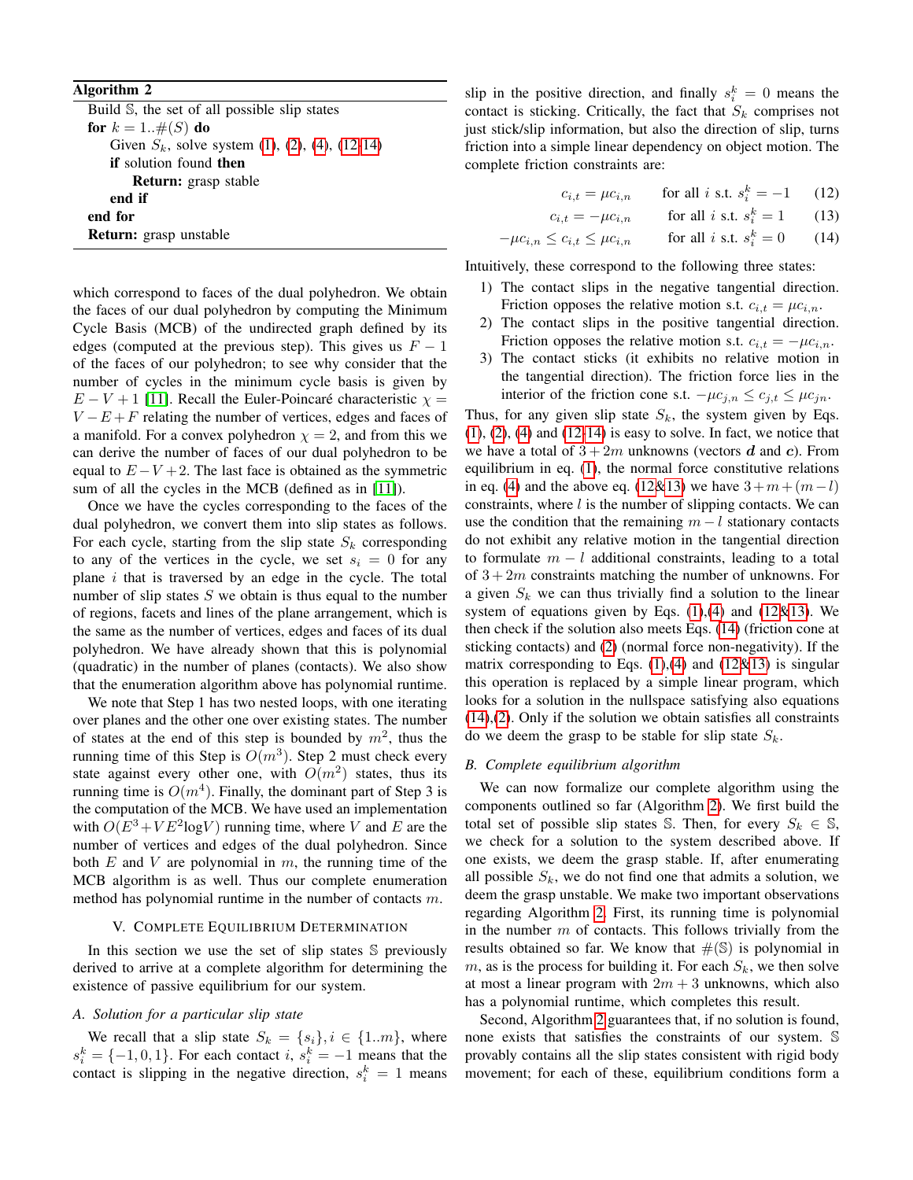**Algorithm 2**

Build $\mathbb{S}$, the set of all possible slip states
**for** $k = 1..\#(S)$ **do**
  Given $S_k$, solve system (1), (2), (4), (12-14)
  **if** solution found **then**
    **Return:** grasp stable
  **end if**
**end for**
**Return:** grasp unstable

which correspond to faces of the dual polyhedron. We obtain the faces of our dual polyhedron by computing the Minimum Cycle Basis (MCB) of the undirected graph defined by its edges (computed at the previous step). This gives us $F-1$ of the faces of our polyhedron; to see why consider that the number of cycles in the minimum cycle basis is given by $E-V+1$ [11]. Recall the Euler-Poincaré characteristic $\chi = V-E+F$ relating the number of vertices, edges and faces of a manifold. For a convex polyhedron $\chi = 2$, and from this we can derive the number of faces of our dual polyhedron to be equal to $E-V+2$. The last face is obtained as the symmetric sum of all the cycles in the MCB (defined as in [11]).

Once we have the cycles corresponding to the faces of the dual polyhedron, we convert them into slip states as follows. For each cycle, starting from the slip state $S_k$ corresponding to any of the vertices in the cycle, we set $s_i = 0$ for any plane $i$ that is traversed by an edge in the cycle. The total number of slip states $S$ we obtain is thus equal to the number of regions, facets and lines of the plane arrangement, which is the same as the number of vertices, edges and faces of its dual polyhedron. We have already shown that this is polynomial (quadratic) in the number of planes (contacts). We also show that the enumeration algorithm above has polynomial runtime.

We note that Step 1 has two nested loops, with one iterating over planes and the other one over existing states. The number of states at the end of this step is bounded by $m^2$, thus the running time of this Step is $O(m^3)$. Step 2 must check every state against every other one, with $O(m^2)$ states, thus its running time is $O(m^4)$. Finally, the dominant part of Step 3 is the computation of the MCB. We have used an implementation with $O(E^3 + VE^2 \log V)$ running time, where $V$ and $E$ are the number of vertices and edges of the dual polyhedron. Since both $E$ and $V$ are polynomial in $m$, the running time of the MCB algorithm is as well. Thus our complete enumeration method has polynomial runtime in the number of contacts $m$.

## V. Complete Equilibrium Determination

In this section we use the set of slip states $\mathbb{S}$ previously derived to arrive at a complete algorithm for determining the existence of passive equilibrium for our system.

### A. Solution for a particular slip state

We recall that a slip state $S_k = \{s_i\}, i \in \{1..m\}$, where $s_i^k = \{-1, 0, 1\}$. For each contact $i$, $s_i^k = -1$ means that the contact is slipping in the negative direction, $s_i^k = 1$ means slip in the positive direction, and finally $s_i^k = 0$ means the contact is sticking. Critically, the fact that $S_k$ comprises not just stick/slip information, but also the direction of slip, turns friction into a simple linear dependency on object motion. The complete friction constraints are:

$$c_{i,t} = \mu c_{i,n} \qquad \text{for all } i \text{ s.t. } s_i^k = -1 \qquad (12)$$

$$c_{i,t} = -\mu c_{i,n} \qquad \text{for all } i \text{ s.t. } s_i^k = 1 \qquad (13)$$

$$-\mu c_{i,n} \leq c_{i,t} \leq \mu c_{i,n} \qquad \text{for all } i \text{ s.t. } s_i^k = 0 \qquad (14)$$

Intuitively, these correspond to the following three states:

1) The contact slips in the negative tangential direction. Friction opposes the relative motion s.t. $c_{i,t} = \mu c_{i,n}$.
2) The contact slips in the positive tangential direction. Friction opposes the relative motion s.t. $c_{i,t} = -\mu c_{i,n}$.
3) The contact sticks (it exhibits no relative motion in the tangential direction). The friction force lies in the interior of the friction cone s.t. $-\mu c_{j,n} \leq c_{j,t} \leq \mu c_{jn}$.

Thus, for any given slip state $S_k$, the system given by Eqs. (1), (2), (4) and (12-14) is easy to solve. In fact, we notice that we have a total of $3+2m$ unknowns (vectors $\boldsymbol{d}$ and $\boldsymbol{c}$). From equilibrium in eq. (1), the normal force constitutive relations in eq. (4) and the above eq. (12&13) we have $3+m+(m-l)$ constraints, where $l$ is the number of slipping contacts. We can use the condition that the remaining $m-l$ stationary contacts do not exhibit any relative motion in the tangential direction to formulate $m-l$ additional constraints, leading to a total of $3+2m$ constraints matching the number of unknowns. For a given $S_k$ we can thus trivially find a solution to the linear system of equations given by Eqs. (1),(4) and (12&13). We then check if the solution also meets Eqs. (14) (friction cone at sticking contacts) and (2) (normal force non-negativity). If the matrix corresponding to Eqs. (1),(4) and (12&13) is singular this operation is replaced by a simple linear program, which looks for a solution in the nullspace satisfying also equations (14),(2). Only if the solution we obtain satisfies all constraints do we deem the grasp to be stable for slip state $S_k$.

### B. Complete equilibrium algorithm

We can now formalize our complete algorithm using the components outlined so far (Algorithm 2). We first build the total set of possible slip states $\mathbb{S}$. Then, for every $S_k \in \mathbb{S}$, we check for a solution to the system described above. If one exists, we deem the grasp stable. If, after enumerating all possible $S_k$, we do not find one that admits a solution, we deem the grasp unstable. We make two important observations regarding Algorithm 2. First, its running time is polynomial in the number $m$ of contacts. This follows trivially from the results obtained so far. We know that $\#(\mathbb{S})$ is polynomial in $m$, as is the process for building it. For each $S_k$, we then solve at most a linear program with $2m+3$ unknowns, which also has a polynomial runtime, which completes this result.

Second, Algorithm 2 guarantees that, if no solution is found, none exists that satisfies the constraints of our system. $\mathbb{S}$ provably contains all the slip states consistent with rigid body movement; for each of these, equilibrium conditions form a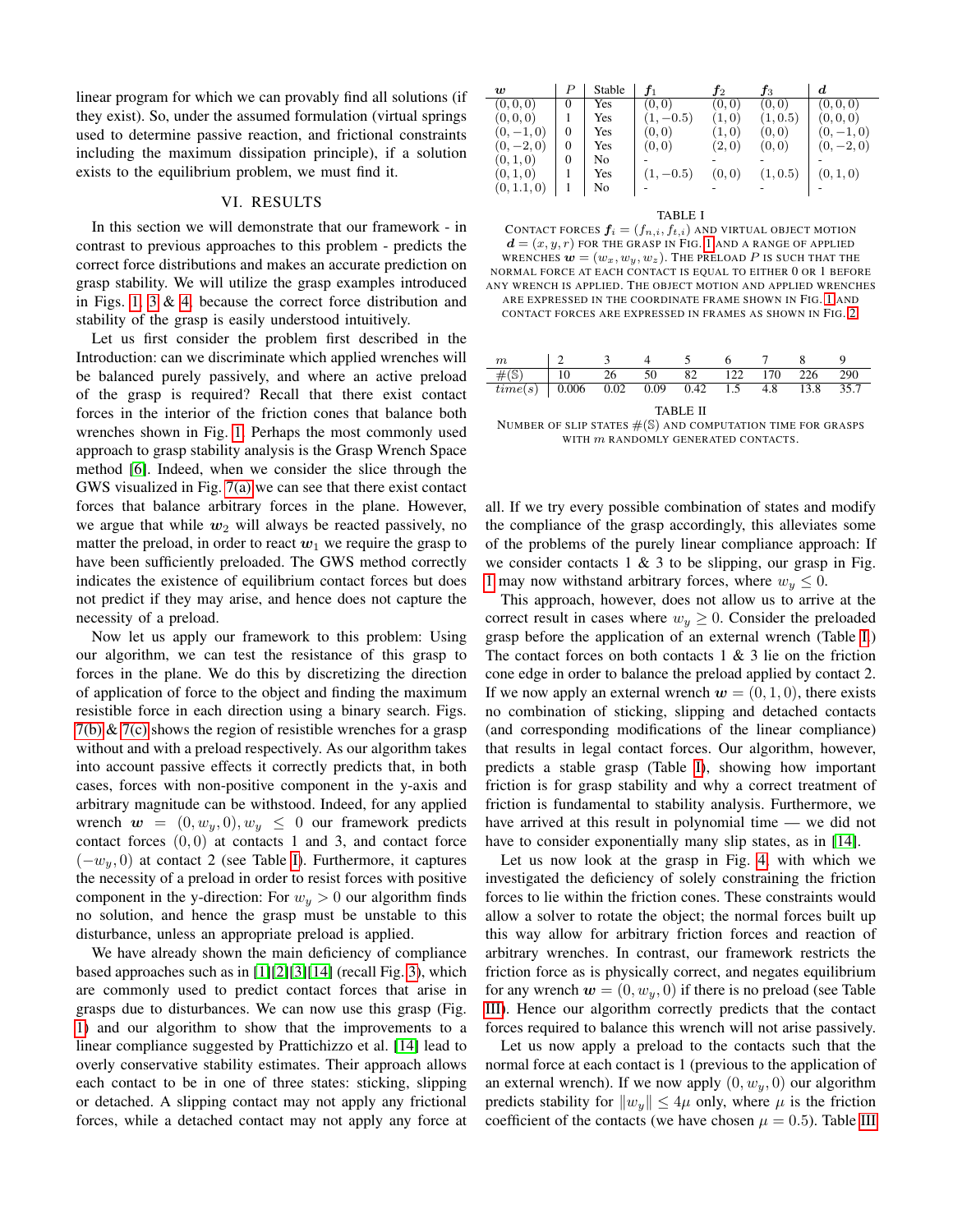linear program for which we can provably find all solutions (if they exist). So, under the assumed formulation (virtual springs used to determine passive reaction, and frictional constraints including the maximum dissipation principle), if a solution exists to the equilibrium problem, we must find it.

## VI. RESULTS

In this section we will demonstrate that our framework - in contrast to previous approaches to this problem - predicts the correct force distributions and makes an accurate prediction on grasp stability. We will utilize the grasp examples introduced in Figs. 1, 3 & 4, because the correct force distribution and stability of the grasp is easily understood intuitively.

Let us first consider the problem first described in the Introduction: can we discriminate which applied wrenches will be balanced purely passively, and where an active preload of the grasp is required? Recall that there exist contact forces in the interior of the friction cones that balance both wrenches shown in Fig. 1. Perhaps the most commonly used approach to grasp stability analysis is the Grasp Wrench Space method [6]. Indeed, when we consider the slice through the GWS visualized in Fig. 7(a) we can see that there exist contact forces that balance arbitrary forces in the plane. However, we argue that while $\boldsymbol{w}_2$ will always be reacted passively, no matter the preload, in order to react $\boldsymbol{w}_1$ we require the grasp to have been sufficiently preloaded. The GWS method correctly indicates the existence of equilibrium contact forces but does not predict if they may arise, and hence does not capture the necessity of a preload.

Now let us apply our framework to this problem: Using our algorithm, we can test the resistance of this grasp to forces in the plane. We do this by discretizing the direction of application of force to the object and finding the maximum resistible force in each direction using a binary search. Figs. 7(b) & 7(c) shows the region of resistible wrenches for a grasp without and with a preload respectively. As our algorithm takes into account passive effects it correctly predicts that, in both cases, forces with non-positive component in the y-axis and arbitrary magnitude can be withstood. Indeed, for any applied wrench $\boldsymbol{w} = (0, w_y, 0), w_y \leq 0$ our framework predicts contact forces $(0, 0)$ at contacts 1 and 3, and contact force $(-w_y, 0)$ at contact 2 (see Table I). Furthermore, it captures the necessity of a preload in order to resist forces with positive component in the y-direction: For $w_y > 0$ our algorithm finds no solution, and hence the grasp must be unstable to this disturbance, unless an appropriate preload is applied.

We have already shown the main deficiency of compliance based approaches such as in [1][2][3][14] (recall Fig. 3), which are commonly used to predict contact forces that arise in grasps due to disturbances. We can now use this grasp (Fig. 1) and our algorithm to show that the improvements to a linear compliance suggested by Prattichizzo et al. [14] lead to overly conservative stability estimates. Their approach allows each contact to be in one of three states: sticking, slipping or detached. A slipping contact may not apply any frictional forces, while a detached contact may not apply any force at all. If we try every possible combination of states and modify the compliance of the grasp accordingly, this alleviates some of the problems of the purely linear compliance approach: If we consider contacts 1 & 3 to be slipping, our grasp in Fig. 1 may now withstand arbitrary forces, where $w_y \leq 0$.

| $\boldsymbol{w}$ | $P$ | Stable | $\boldsymbol{f}_1$ | $\boldsymbol{f}_2$ | $\boldsymbol{f}_3$ | $\boldsymbol{d}$ |
|---|---|---|---|---|---|---|
| $(0, 0, 0)$ | 0 | Yes | $(0, 0)$ | $(0, 0)$ | $(0, 0)$ | $(0, 0, 0)$ |
| $(0, 0, 0)$ | 1 | Yes | $(1, -0.5)$ | $(1, 0)$ | $(1, 0.5)$ | $(0, 0, 0)$ |
| $(0, -1, 0)$ | 0 | Yes | $(0, 0)$ | $(1, 0)$ | $(0, 0)$ | $(0, -1, 0)$ |
| $(0, -2, 0)$ | 0 | Yes | $(0, 0)$ | $(2, 0)$ | $(0, 0)$ | $(0, -2, 0)$ |
| $(0, 1, 0)$ | 0 | No | - | - | - | - |
| $(0, 1, 0)$ | 1 | Yes | $(1, -0.5)$ | $(0, 0)$ | $(1, 0.5)$ | $(0, 1, 0)$ |
| $(0, 1.1, 0)$ | 1 | No | - | - | - | - |

TABLE I
CONTACT FORCES $\boldsymbol{f}_i = (f_{n,i}, f_{t,i})$ AND VIRTUAL OBJECT MOTION $\boldsymbol{d} = (x, y, r)$ FOR THE GRASP IN FIG. 1 AND A RANGE OF APPLIED WRENCHES $\boldsymbol{w} = (w_x, w_y, w_z)$. THE PRELOAD $P$ IS SUCH THAT THE NORMAL FORCE AT EACH CONTACT IS EQUAL TO EITHER 0 OR 1 BEFORE ANY WRENCH IS APPLIED. THE OBJECT MOTION AND APPLIED WRENCHES ARE EXPRESSED IN THE COORDINATE FRAME SHOWN IN FIG. 1 AND CONTACT FORCES ARE EXPRESSED IN FRAMES AS SHOWN IN FIG. 2.

| $m$ | 2 | 3 | 4 | 5 | 6 | 7 | 8 | 9 |
|---|---|---|---|---|---|---|---|---|
| $\#(\mathbb{S})$ | 10 | 26 | 50 | 82 | 122 | 170 | 226 | 290 |
| $time(s)$ | 0.006 | 0.02 | 0.09 | 0.42 | 1.5 | 4.8 | 13.8 | 35.7 |

TABLE II
NUMBER OF SLIP STATES $\#(\mathbb{S})$ AND COMPUTATION TIME FOR GRASPS WITH $m$ RANDOMLY GENERATED CONTACTS.

This approach, however, does not allow us to arrive at the correct result in cases where $w_y \geq 0$. Consider the preloaded grasp before the application of an external wrench (Table I) The contact forces on both contacts 1 & 3 lie on the friction cone edge in order to balance the preload applied by contact 2. If we now apply an external wrench $\boldsymbol{w} = (0, 1, 0)$, there exists no combination of sticking, slipping and detached contacts (and corresponding modifications of the linear compliance) that results in legal contact forces. Our algorithm, however, predicts a stable grasp (Table I), showing how important friction is for grasp stability and why a correct treatment of friction is fundamental to stability analysis. Furthermore, we have arrived at this result in polynomial time — we did not have to consider exponentially many slip states, as in [14].

Let us now look at the grasp in Fig. 4, with which we investigated the deficiency of solely constraining the friction forces to lie within the friction cones. These constraints would allow a solver to rotate the object; the normal forces built up this way allow for arbitrary friction forces and reaction of arbitrary wrenches. In contrast, our framework restricts the friction force as is physically correct, and negates equilibrium for any wrench $\boldsymbol{w} = (0, w_y, 0)$ if there is no preload (see Table III). Hence our algorithm correctly predicts that the contact forces required to balance this wrench will not arise passively.

Let us now apply a preload to the contacts such that the normal force at each contact is 1 (previous to the application of an external wrench). If we now apply $(0, w_y, 0)$ our algorithm predicts stability for $\|w_y\| \leq 4\mu$ only, where $\mu$ is the friction coefficient of the contacts (we have chosen $\mu = 0.5$). Table III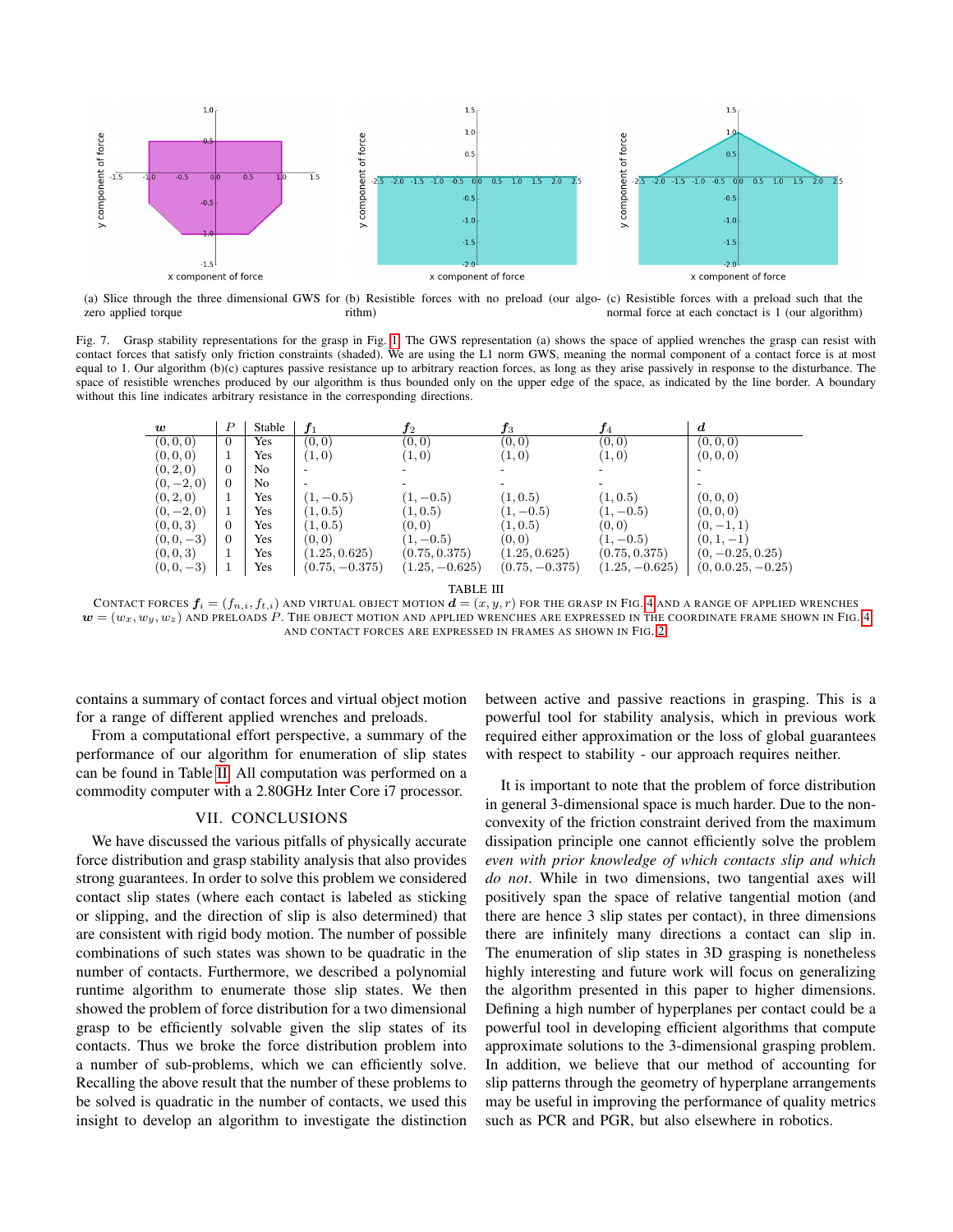(a) Slice through the three dimensional GWS for zero applied torque

(b) Resistible forces with no preload (our algorithm)

(c) Resistible forces with a preload such that the normal force at each contact is 1 (our algorithm)

Fig. 7. Grasp stability representations for the grasp in Fig. 1. The GWS representation (a) shows the space of applied wrenches the grasp can resist with contact forces that satisfy only friction constraints (shaded). We are using the L1 norm GWS, meaning the normal component of a contact force is at most equal to 1. Our algorithm (b)(c) captures passive resistance up to arbitrary reaction forces, as long as they arise passively in response to the disturbance. The space of resistible wrenches produced by our algorithm is thus bounded only on the upper edge of the space, as indicated by the line border. A boundary without this line indicates arbitrary resistance in the corresponding directions.

| $\boldsymbol{w}$ | $P$ | Stable | $\boldsymbol{f}_1$ | $\boldsymbol{f}_2$ | $\boldsymbol{f}_3$ | $\boldsymbol{f}_4$ | $\boldsymbol{d}$ |
|---|---|---|---|---|---|---|---|
| $(0,0,0)$ | 0 | Yes | $(0,0)$ | $(0,0)$ | $(0,0)$ | $(0,0)$ | $(0,0,0)$ |
| $(0,0,0)$ | 1 | Yes | $(1,0)$ | $(1,0)$ | $(1,0)$ | $(1,0)$ | $(0,0,0)$ |
| $(0,2,0)$ | 0 | No | - | - | - | - | - |
| $(0,-2,0)$ | 0 | No | - | - | - | - | - |
| $(0,2,0)$ | 1 | Yes | $(1,-0.5)$ | $(1,-0.5)$ | $(1,0.5)$ | $(1,0.5)$ | $(0,0,0)$ |
| $(0,-2,0)$ | 1 | Yes | $(1,0.5)$ | $(1,0.5)$ | $(1,-0.5)$ | $(1,-0.5)$ | $(0,0,0)$ |
| $(0,0,3)$ | 0 | Yes | $(1,0.5)$ | $(0,0)$ | $(1,0.5)$ | $(0,0)$ | $(0,-1,1)$ |
| $(0,0,-3)$ | 0 | Yes | $(0,0)$ | $(1,-0.5)$ | $(0,0)$ | $(1,-0.5)$ | $(0,1,-1)$ |
| $(0,0,3)$ | 1 | Yes | $(1.25,0.625)$ | $(0.75,0.375)$ | $(1.25,0.625)$ | $(0.75,0.375)$ | $(0,-0.25,0.25)$ |
| $(0,0,-3)$ | 1 | Yes | $(0.75,-0.375)$ | $(1.25,-0.625)$ | $(0.75,-0.375)$ | $(1.25,-0.625)$ | $(0,0.0.25,-0.25)$ |

TABLE III

CONTACT FORCES $\boldsymbol{f}_i = (f_{n,i}, f_{t,i})$ AND VIRTUAL OBJECT MOTION $\boldsymbol{d} = (x, y, r)$ FOR THE GRASP IN FIG. 4 AND A RANGE OF APPLIED WRENCHES $\boldsymbol{w} = (w_x, w_y, w_z)$ AND PRELOADS $P$. THE OBJECT MOTION AND APPLIED WRENCHES ARE EXPRESSED IN THE COORDINATE FRAME SHOWN IN FIG. 4 AND CONTACT FORCES ARE EXPRESSED IN FRAMES AS SHOWN IN FIG. 2

contains a summary of contact forces and virtual object motion for a range of different applied wrenches and preloads.

From a computational effort perspective, a summary of the performance of our algorithm for enumeration of slip states can be found in Table II. All computation was performed on a commodity computer with a 2.80GHz Inter Core i7 processor.

## VII. CONCLUSIONS

We have discussed the various pitfalls of physically accurate force distribution and grasp stability analysis that also provides strong guarantees. In order to solve this problem we considered contact slip states (where each contact is labeled as sticking or slipping, and the direction of slip is also determined) that are consistent with rigid body motion. The number of possible combinations of such states was shown to be quadratic in the number of contacts. Furthermore, we described a polynomial runtime algorithm to enumerate those slip states. We then showed the problem of force distribution for a two dimensional grasp to be efficiently solvable given the slip states of its contacts. Thus we broke the force distribution problem into a number of sub-problems, which we can efficiently solve. Recalling the above result that the number of these problems to be solved is quadratic in the number of contacts, we used this insight to develop an algorithm to investigate the distinction between active and passive reactions in grasping. This is a powerful tool for stability analysis, which in previous work required either approximation or the loss of global guarantees with respect to stability - our approach requires neither.

It is important to note that the problem of force distribution in general 3-dimensional space is much harder. Due to the non-convexity of the friction constraint derived from the maximum dissipation principle one cannot efficiently solve the problem *even with prior knowledge of which contacts slip and which do not*. While in two dimensions, two tangential axes will positively span the space of relative tangential motion (and there are hence 3 slip states per contact), in three dimensions there are infinitely many directions a contact can slip in. The enumeration of slip states in 3D grasping is nonetheless highly interesting and future work will focus on generalizing the algorithm presented in this paper to higher dimensions. Defining a high number of hyperplanes per contact could be a powerful tool in developing efficient algorithms that compute approximate solutions to the 3-dimensional grasping problem. In addition, we believe that our method of accounting for slip patterns through the geometry of hyperplane arrangements may be useful in improving the performance of quality metrics such as PCR and PGR, but also elsewhere in robotics.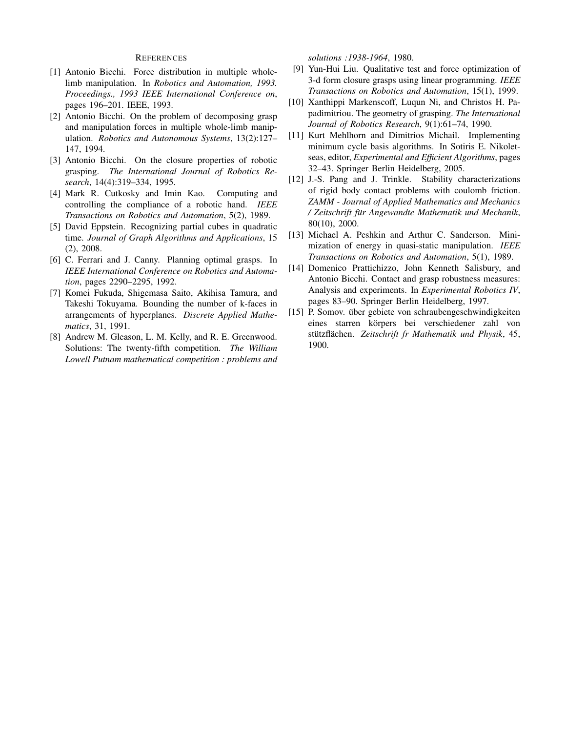## References

[1] Antonio Bicchi. Force distribution in multiple whole-limb manipulation. In *Robotics and Automation, 1993. Proceedings., 1993 IEEE International Conference on*, pages 196–201. IEEE, 1993.

[2] Antonio Bicchi. On the problem of decomposing grasp and manipulation forces in multiple whole-limb manipulation. *Robotics and Autonomous Systems*, 13(2):127–147, 1994.

[3] Antonio Bicchi. On the closure properties of robotic grasping. *The International Journal of Robotics Research*, 14(4):319–334, 1995.

[4] Mark R. Cutkosky and Imin Kao. Computing and controlling the compliance of a robotic hand. *IEEE Transactions on Robotics and Automation*, 5(2), 1989.

[5] David Eppstein. Recognizing partial cubes in quadratic time. *Journal of Graph Algorithms and Applications*, 15 (2), 2008.

[6] C. Ferrari and J. Canny. Planning optimal grasps. In *IEEE International Conference on Robotics and Automation*, pages 2290–2295, 1992.

[7] Komei Fukuda, Shigemasa Saito, Akihisa Tamura, and Takeshi Tokuyama. Bounding the number of k-faces in arrangements of hyperplanes. *Discrete Applied Mathematics*, 31, 1991.

[8] Andrew M. Gleason, L. M. Kelly, and R. E. Greenwood. Solutions: The twenty-fifth competition. *The William Lowell Putnam mathematical competition : problems and solutions :1938-1964*, 1980.

[9] Yun-Hui Liu. Qualitative test and force optimization of 3-d form closure grasps using linear programming. *IEEE Transactions on Robotics and Automation*, 15(1), 1999.

[10] Xanthippi Markenscoff, Luqun Ni, and Christos H. Papadimitriou. The geometry of grasping. *The International Journal of Robotics Research*, 9(1):61–74, 1990.

[11] Kurt Mehlhorn and Dimitrios Michail. Implementing minimum cycle basis algorithms. In Sotiris E. Nikoletseas, editor, *Experimental and Efficient Algorithms*, pages 32–43. Springer Berlin Heidelberg, 2005.

[12] J.-S. Pang and J. Trinkle. Stability characterizations of rigid body contact problems with coulomb friction. *ZAMM - Journal of Applied Mathematics and Mechanics / Zeitschrift für Angewandte Mathematik und Mechanik*, 80(10), 2000.

[13] Michael A. Peshkin and Arthur C. Sanderson. Minimization of energy in quasi-static manipulation. *IEEE Transactions on Robotics and Automation*, 5(1), 1989.

[14] Domenico Prattichizzo, John Kenneth Salisbury, and Antonio Bicchi. Contact and grasp robustness measures: Analysis and experiments. In *Experimental Robotics IV*, pages 83–90. Springer Berlin Heidelberg, 1997.

[15] P. Somov. über gebiete von schraubengeschwindigkeiten eines starren körpers bei verschiedener zahl von stützflächen. *Zeitschrift fr Mathematik und Physik*, 45, 1900.